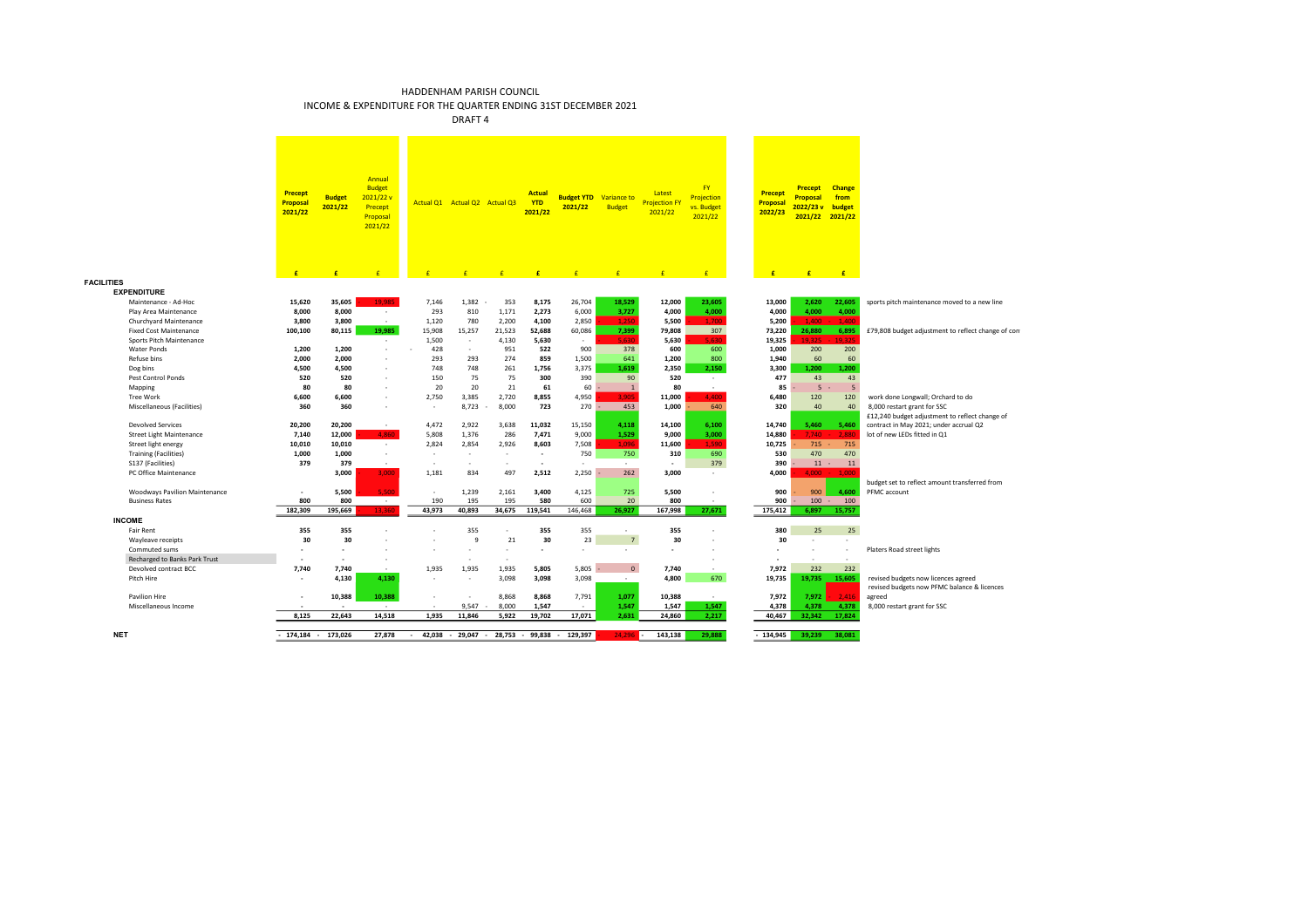# HADDENHAM PARISH COUNCIL
## INCOME & EXPENDITURE FOR THE QUARTER ENDING 31ST DECEMBER 2021
### DRAFT 4

| | Precept Proposal 2021/22 | Budget 2021/22 | Annual Budget 2021/22 v Precept Proposal 2021/22 | Actual Q1 | Actual Q2 | Actual Q3 | Actual YTD 2021/22 | Budget YTD 2021/22 | Variance to Budget | Latest Projection FY 2021/22 | FY Projection vs. Budget 2021/22 | Precept Proposal 2022/23 | Precept Proposal 2022/23 v 2021/22 | Change from budget 2021/22 | |
|---|---|---|---|---|---|---|---|---|---|---|---|---|---|---|---|
| | £ | £ | £ | £ | £ | £ | £ | £ | £ | £ | £ | £ | £ | £ | |
| **FACILITIES** | | | | | | | | | | | | | | | |
| **EXPENDITURE** | | | | | | | | | | | | | | | |
| Maintenance - Ad-Hoc | 15,620 | 35,605 | 19,985 | 7,146 | 1,382 | - 353 | 8,175 | 26,704 | 18,529 | 12,000 | 23,605 | 13,000 | 2,620 | 22,605 | sports pitch maintenance moved to a new line |
| Play Area Maintenance | 8,000 | 8,000 | - | 293 | 810 | 1,171 | 2,273 | 6,000 | 3,727 | 4,000 | 4,000 | 4,000 | 4,000 | 4,000 | |
| Churchyard Maintenance | 3,800 | 3,800 | - | 1,120 | 780 | 2,200 | 4,100 | 2,850 | - 1,250 | 5,500 | - 1,700 | 5,200 | - 1,400 | - 1,400 | |
| Fixed Cost Maintenance | 100,100 | 80,115 | 19,985 | 15,908 | 15,257 | 21,523 | 52,688 | 60,086 | 7,399 | 79,808 | 307 | 73,220 | 26,880 | 6,895 | £79,808 budget adjustment to reflect change of con |
| Sports Pitch Maintenance | | | - | 1,500 | - | 4,130 | 5,630 | - | - 5,630 | 5,630 | - 5,630 | 19,325 | - 19,325 | - 19,325 | |
| Water Ponds | 1,200 | 1,200 | - | - 428 | - | 951 | 522 | 900 | 378 | 600 | 600 | 1,000 | 200 | 200 | |
| Refuse bins | 2,000 | 2,000 | - | 293 | 293 | 274 | 859 | 1,500 | 641 | 1,200 | 800 | 1,940 | 60 | 60 | |
| Dog bins | 4,500 | 4,500 | - | 748 | 748 | 261 | 1,756 | 3,375 | 1,619 | 2,350 | 2,150 | 3,300 | 1,200 | 1,200 | |
| Pest Control Ponds | 520 | 520 | - | 150 | 75 | 75 | 300 | 390 | 90 | 520 | - | 477 | 43 | 43 | |
| Mapping | 80 | 80 | - | 20 | 20 | 21 | 61 | 60 | - 1 | 80 | - | 85 | - 5 | - 5 | |
| Tree Work | 6,600 | 6,600 | - | 2,750 | 3,385 | 2,720 | 8,855 | 4,950 | - 3,905 | 11,000 | - 4,400 | 6,480 | 120 | 120 | work done Longwall; Orchard to do |
| Miscellaneous (Facilities) | 360 | 360 | - | - | 8,723 | - 8,000 | 723 | 270 | - 453 | 1,000 | - 640 | 320 | 40 | 40 | 8,000 restart grant for SSC |
| Devolved Services | 20,200 | 20,200 | - | 4,472 | 2,922 | 3,638 | 11,032 | 15,150 | 4,118 | 14,100 | 6,100 | 14,740 | 5,460 | 5,460 | £12,240 budget adjustment to reflect change of contract in May 2021; under accrual Q2 |
| Street Light Maintenance | 7,140 | 12,000 | 4,860 | 5,808 | 1,376 | 286 | 7,471 | 9,000 | 1,529 | 9,000 | 3,000 | 14,880 | - 7,740 | - 2,880 | lot of new LEDs fitted in Q1 |
| Street light energy | 10,010 | 10,010 | - | 2,824 | 2,854 | 2,926 | 8,603 | 7,508 | - 1,096 | 11,600 | - 1,590 | 10,725 | - 715 | - 715 | |
| Training (Facilities) | 1,000 | 1,000 | - | - | - | - | - | 750 | 750 | 310 | 690 | 530 | 470 | 470 | |
| S137 (Facilities) | 379 | 379 | - | - | - | - | - | - | - | - | 379 | 390 | - 11 | - 11 | |
| PC Office Maintenance | | 3,000 | 3,000 | 1,181 | 834 | 497 | 2,512 | 2,250 | - 262 | 3,000 | - | 4,000 | - 4,000 | - 1,000 | |
| Woodways Pavilion Maintenance | - | 5,500 | 5,500 | - | 1,239 | 2,161 | 3,400 | 4,125 | 725 | 5,500 | - | 900 | - 900 | 4,600 | budget set to reflect amount transferred from PFMC account |
| Business Rates | 800 | 800 | - | 190 | 195 | 195 | 580 | 600 | 20 | 800 | - | 900 | - 100 | - 100 | |
| | 182,309 | 195,669 | 13,360 | 43,973 | 40,893 | 34,675 | 119,541 | 146,468 | 26,927 | 167,998 | 27,671 | 175,412 | 6,897 | 15,757 | |
| **INCOME** | | | | | | | | | | | | | | | |
| Fair Rent | 355 | 355 | - | - | 355 | - | 355 | 355 | - | 355 | - | 380 | 25 | 25 | |
| Wayleave receipts | 30 | 30 | - | - | 9 | 21 | 30 | 23 | - 7 | 30 | - | 30 | - | - | |
| Commuted sums | - | - | - | - | - | - | - | - | - | - | - | - | - | - | Platers Road street lights |
| Recharged to Banks Park Trust | - | - | - | - | - | - | | | | | | - | - | - | |
| Devolved contract BCC | 7,740 | 7,740 | - | 1,935 | 1,935 | 1,935 | 5,805 | 5,805 | - 0 | 7,740 | - | 7,972 | 232 | 232 | |
| Pitch Hire | - | 4,130 | 4,130 | - | - | 3,098 | 3,098 | 3,098 | - | 4,800 | 670 | 19,735 | 19,735 | 15,605 | revised budgets now licences agreed |
| Pavilion Hire | - | 10,388 | 10,388 | - | - | 8,868 | 8,868 | 7,791 | 1,077 | 10,388 | - | 7,972 | 7,972 | - 2,416 | revised budgets now PFMC balance & licences agreed |
| Miscellaneous Income | - | - | - | - | 9,547 | - 8,000 | 1,547 | - | 1,547 | 1,547 | 1,547 | 4,378 | 4,378 | 4,378 | 8,000 restart grant for SSC |
| | 8,125 | 22,643 | 14,518 | 1,935 | 11,846 | 5,922 | 19,702 | 17,071 | 2,631 | 24,860 | 2,217 | 40,467 | 32,342 | 17,824 | |
| **NET** | - 174,184 | - 173,026 | 27,878 | - 42,038 | - 29,047 | - 28,753 | - 99,838 | - 129,397 | - 24,296 | - 143,138 | 29,888 | - 134,945 | 39,239 | 38,081 | |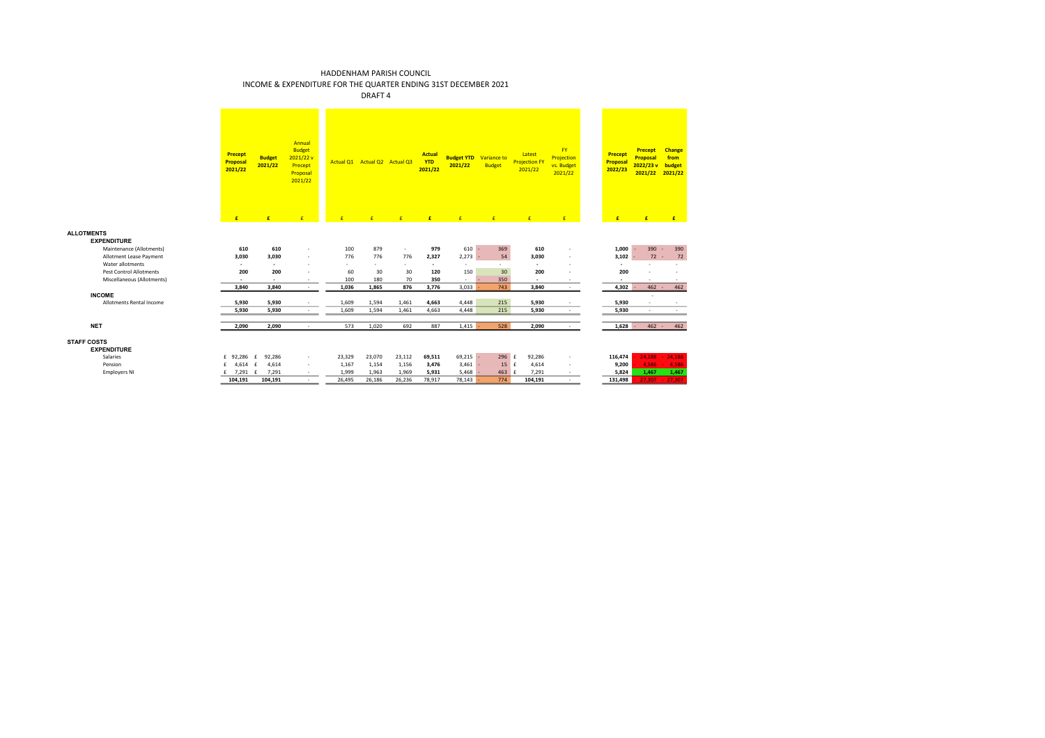# HADDENHAM PARISH COUNCIL

## INCOME & EXPENDITURE FOR THE QUARTER ENDING 31ST DECEMBER 2021

DRAFT 4

| | Precept Proposal 2021/22 | Budget 2021/22 | Annual Budget 2021/22 v Precept Proposal 2021/22 | Actual Q1 | Actual Q2 | Actual Q3 | Actual YTD 2021/22 | Budget YTD 2021/22 | Variance to Budget | Latest Projection FY 2021/22 | FY Projection vs. Budget 2021/22 | Precept Proposal 2022/23 | Precept Proposal 2022/23 v 2021/22 | Change from budget 2021/22 |
|---|---|---|---|---|---|---|---|---|---|---|---|---|---|---|
| | £ | £ | £ | £ | £ | £ | £ | £ | £ | £ | £ | £ | £ | £ |
| **ALLOTMENTS** | | | | | | | | | | | | | | |
| **EXPENDITURE** | | | | | | | | | | | | | | |
| Maintenance (Allotments) | 610 | 610 | - | 100 | 879 | - | 979 | 610 | - 369 | 610 | - | 1,000 | - 390 | - 390 |
| Allotment Lease Payment | 3,030 | 3,030 | - | 776 | 776 | 776 | 2,327 | 2,273 | - 54 | 3,030 | - | 3,102 | - 72 | - 72 |
| Water allotments | - | - | - | - | - | - | - | - | - | - | - | - | - | - |
| Pest Control Allotments | 200 | 200 | - | 60 | 30 | 30 | 120 | 150 | 30 | 200 | - | 200 | - | - |
| Miscellaneous (Allotments) | - | - | - | 100 | 180 | 70 | 350 | - | - 350 | - | - | - | - | - |
| | 3,840 | 3,840 | - | 1,036 | 1,865 | 876 | 3,776 | 3,033 | - 743 | 3,840 | - | 4,302 | - 462 | - 462 |
| **INCOME** | | | | | | | | | | | | | - | |
| Allotments Rental Income | 5,930 | 5,930 | - | 1,609 | 1,594 | 1,461 | 4,663 | 4,448 | 215 | 5,930 | - | 5,930 | - | - |
| | 5,930 | 5,930 | - | 1,609 | 1,594 | 1,461 | 4,663 | 4,448 | 215 | 5,930 | - | 5,930 | - | - |
| **NET** | 2,090 | 2,090 | - | 573 | 1,020 | 692 | 887 | 1,415 | - 528 | 2,090 | - | 1,628 | - 462 | - 462 |
| **STAFF COSTS** | | | | | | | | | | | | | | |
| **EXPENDITURE** | | | | | | | | | | | | | | |
| Salaries | £ 92,286 | £ 92,286 | - | 23,329 | 23,070 | 23,112 | 69,511 | 69,215 | - 296 | £ 92,286 | - | 116,474 | - 24,188 | - 24,188 |
| Pension | £ 4,614 | £ 4,614 | - | 1,167 | 1,154 | 1,156 | 3,476 | 3,461 | - 15 | £ 4,614 | - | 9,200 | - 4,586 | - 4,586 |
| Employers NI | £ 7,291 | £ 7,291 | - | 1,999 | 1,963 | 1,969 | 5,931 | 5,468 | - 463 | £ 7,291 | - | 5,824 | 1,467 | 1,467 |
| | 104,191 | 104,191 | - | 26,495 | 26,186 | 26,236 | 78,917 | 78,143 | - 774 | 104,191 | - | 131,498 | - 27,307 | - 27,307 |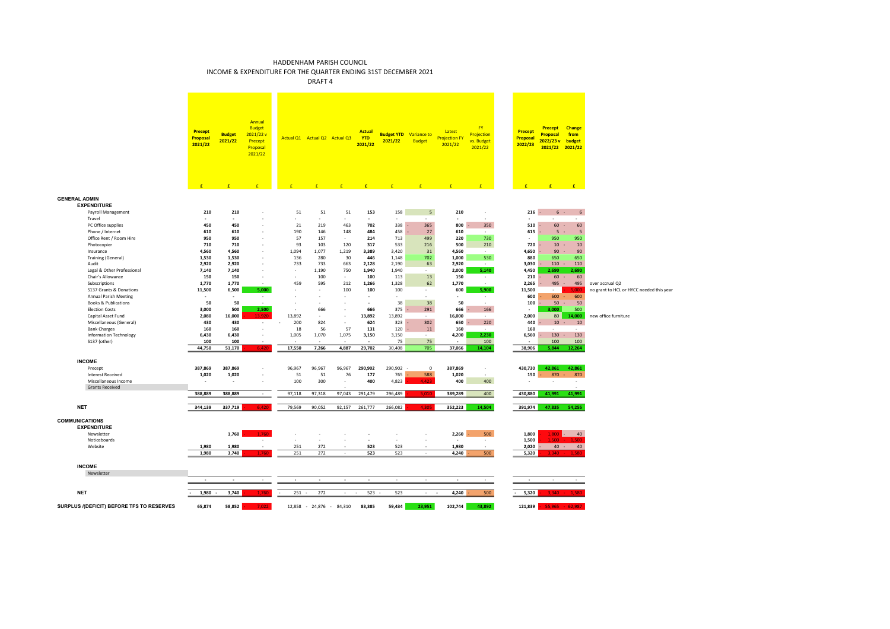# HADDENHAM PARISH COUNCIL

## INCOME & EXPENDITURE FOR THE QUARTER ENDING 31ST DECEMBER 2021

DRAFT 4

| | Precept Proposal 2021/22 | Budget 2021/22 | Annual Budget 2021/22 v Precept Proposal 2021/22 | Actual Q1 | Actual Q2 | Actual Q3 | Actual YTD 2021/22 | Budget YTD 2021/22 | Variance to Budget | Latest Projection FY 2021/22 | FY Projection vs. Budget 2021/22 | Precept Proposal 2022/23 | Precept Proposal 2022/23 v 2021/22 | Change from budget 2021/22 | |
|---|---|---|---|---|---|---|---|---|---|---|---|---|---|---|---|
| | £ | £ | £ | £ | £ | £ | £ | £ | £ | £ | £ | £ | £ | £ | |
| **GENERAL ADMIN** | | | | | | | | | | | | | | | |
| **EXPENDITURE** | | | | | | | | | | | | | | | |
| Payroll Management | 210 | 210 | - | 51 | 51 | 51 | 153 | 158 | 5 | 210 | - | 216 | - 6 | - 6 | |
| Travel | - | - | - | - | - | - | - | - | - | - | - | - | - | - | |
| PC Office supplies | 450 | 450 | - | 21 | 219 | 463 | 702 | 338 | - 365 | 800 | - 350 | 510 | - 60 | - 60 | |
| Phone / Internet | 610 | 610 | - | 190 | 146 | 148 | 484 | 458 | - 27 | 610 | - | 615 | - 5 | - 5 | |
| Office Rent / Room Hire | 950 | 950 | - | 57 | 157 | - | 214 | 713 | 499 | 220 | 730 | - | 950 | 950 | |
| Photocopier | 710 | 710 | - | 93 | 103 | 120 | 317 | 533 | 216 | 500 | 210 | 720 | - 10 | - 10 | |
| Insurance | 4,560 | 4,560 | - | 1,094 | 1,077 | 1,219 | 3,389 | 3,420 | 31 | 4,560 | - | 4,650 | - 90 | - 90 | |
| Training (General) | 1,530 | 1,530 | - | 136 | 280 | 30 | 446 | 1,148 | 702 | 1,000 | 530 | 880 | 650 | 650 | |
| Audit | 2,920 | 2,920 | - | 733 | 733 | 663 | 2,128 | 2,190 | 63 | 2,920 | - | 3,030 | - 110 | - 110 | |
| Legal & Other Professional | 7,140 | 7,140 | - | - | 1,190 | 750 | 1,940 | 1,940 | - | 2,000 | 5,140 | 4,450 | 2,690 | 2,690 | |
| Chair's Allowance | 150 | 150 | - | - | 100 | - | 100 | 113 | 13 | 150 | - | 210 | - 60 | - 60 | |
| Subscriptions | 1,770 | 1,770 | - | 459 | 595 | 212 | 1,266 | 1,328 | 62 | 1,770 | - | 2,265 | - 495 | - 495 | over accrual Q2 |
| S137 Grants & Donations | 11,500 | 6,500 | 5,000 | - | - | 100 | 100 | 100 | - | 600 | 5,900 | 11,500 | - | - 5,000 | no grant to HCL or HYCC needed this year |
| Annual Parish Meeting | - | - | - | - | - | - | - | - | - | - | - | 600 | - 600 | - 600 | |
| Books & Publications | 50 | 50 | - | - | - | - | - | 38 | 38 | 50 | - | 100 | - 50 | - 50 | |
| Election Costs | 3,000 | 500 | 2,500 | - | 666 | - | 666 | 375 | - 291 | 666 | - 166 | - | 3,000 | 500 | |
| Capital Asset Fund | 2,080 | 16,000 | - 13,920 | - | 13,892 | - | 13,892 | 13,892 | - | 16,000 | - | 2,000 | 80 | 14,000 | new office furniture |
| Miscellaneous (General) | 430 | 430 | - | - 200 | 824 | - | 624 | 323 | - 302 | 650 | - 220 | 440 | - 10 | - 10 | |
| Bank Charges | 160 | 160 | - | 18 | 56 | 57 | 131 | 120 | - 11 | 160 | - | 160 | - | - | |
| Information Technology | 6,430 | 6,430 | - | 1,005 | 1,070 | 1,075 | 3,150 | 3,150 | - | 4,200 | 2,230 | 6,560 | - 130 | - 130 | |
| S137 (other) | 100 | 100 | - | - | - | - | - | 75 | 75 | - | 100 | - | 100 | 100 | |
| | **44,750** | **51,170** | - 6,420 | **17,550** | **7,266** | **4,887** | **29,702** | 30,408 | 705 | **37,066** | 14,104 | **38,906** | 5,844 | 12,264 | |
| **INCOME** | | | | | | | | | | | | | | | |
| Precept | 387,869 | 387,869 | - | 96,967 | 96,967 | 96,967 | 290,902 | 290,902 | - 0 | 387,869 | - | 430,730 | 42,861 | 42,861 | |
| Interest Received | 1,020 | 1,020 | - | 51 | 51 | 76 | 177 | 765 | - 588 | 1,020 | - | 150 | - 870 | - 870 | |
| Miscellaneous Income | - | - | - | 100 | 300 | - | 400 | 4,823 | - 4,423 | 400 | 400 | - | - | - | |
| Grants Received | | | | | | - | | | | | | | | - | |
| | **388,889** | **388,889** | - | 97,118 | 97,318 | 97,043 | 291,479 | 296,489 | - 5,010 | 389,289 | 400 | **430,880** | 41,991 | 41,991 | |
| **NET** | **344,139** | **337,719** | 6,420 | 79,569 | 90,052 | 92,157 | 261,777 | 266,082 | - 4,305 | 352,223 | 14,504 | **391,974** | 47,835 | 54,255 | |
| **COMMUNICATIONS** | | | | | | | | | | | | | | | |
| **EXPENDITURE** | | | | | | | | | | | | | | | |
| Newsletter | | 1,760 | - 1,760 | - | - | - | - | - | - | 2,260 | - 500 | 1,800 | - 1,800 | - 40 | |
| Noticeboards | | | - | - | - | - | - | - | - | - | - | 1,500 | - 1,500 | - 1,500 | |
| Website | 1,980 | 1,980 | - | 251 | 272 | - | 523 | 523 | - | 1,980 | - | 2,020 | - 40 | - 40 | |
| | **1,980** | **3,740** | - 1,760 | 251 | 272 | - | 523 | 523 | - | 4,240 | - 500 | **5,320** | - 3,340 | - 1,580 | |
| **INCOME** | | | | | | | | | | | | | | | |
| Newsletter | | | | | | | | | | | | | | | |
| | - | - | - | - | - | - | - | - | - | - | - | - | - | - | |
| **NET** | - **1,980** | - **3,740** | 1,760 | - 251 | - 272 | - | - 523 | - 523 | - | - 4,240 | 500 | - **5,320** | - 3,340 | - 1,580 | |
| **SURPLUS /(DEFICIT) BEFORE TFS TO RESERVES** | **65,874** | **58,852** | 7,022 | 12,858 | - 24,876 | - 84,310 | **83,385** | **59,434** | 23,951 | **102,744** | 43,892 | **121,839** | - 55,965 | - 62,987 | |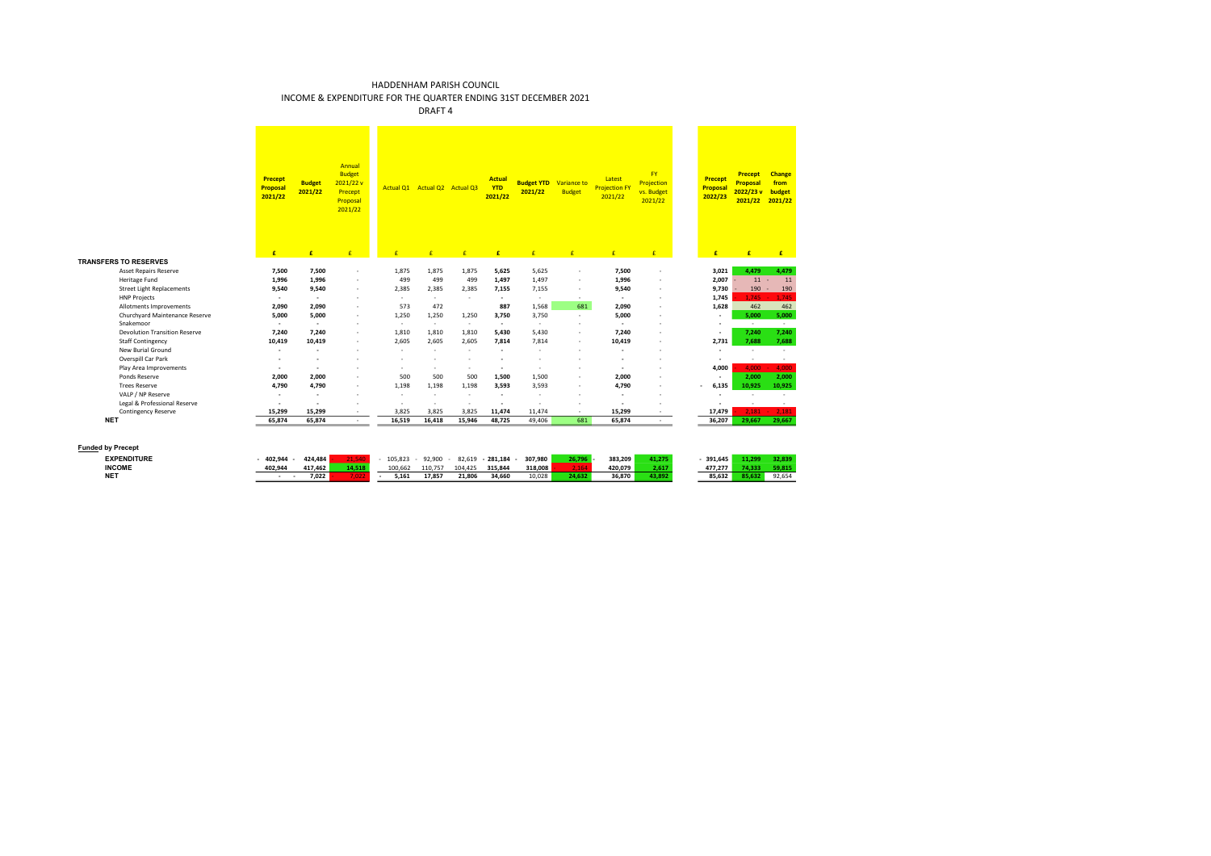HADDENHAM PARISH COUNCIL

INCOME & EXPENDITURE FOR THE QUARTER ENDING 31ST DECEMBER 2021

DRAFT 4

| | Precept Proposal 2021/22 | Budget 2021/22 | Annual Budget 2021/22 v Precept Proposal 2021/22 | Actual Q1 | Actual Q2 | Actual Q3 | Actual YTD 2021/22 | Budget YTD 2021/22 | Variance to Budget | Latest Projection FY 2021/22 | FY Projection vs. Budget 2021/22 | Precept Proposal 2022/23 | Precept Proposal 2022/23 v 2021/22 | Change from budget 2021/22 |
|---|---|---|---|---|---|---|---|---|---|---|---|---|---|---|
| | £ | £ | £ | £ | £ | £ | £ | £ | £ | £ | £ | £ | £ | £ |
| **TRANSFERS TO RESERVES** | | | | | | | | | | | | | | |
| Asset Repairs Reserve | 7,500 | 7,500 | - | 1,875 | 1,875 | 1,875 | 5,625 | 5,625 | - | 7,500 | - | 3,021 | 4,479 | 4,479 |
| Heritage Fund | 1,996 | 1,996 | - | 499 | 499 | 499 | 1,497 | 1,497 | - | 1,996 | - | 2,007 | - 11 | - 11 |
| Street Light Replacements | 9,540 | 9,540 | - | 2,385 | 2,385 | 2,385 | 7,155 | 7,155 | - | 9,540 | - | 9,730 | - 190 | - 190 |
| HNP Projects | - | - | - | - | - | - | - | - | - | - | - | 1,745 | - 1,745 | - 1,745 |
| Allotments Improvements | 2,090 | 2,090 | - | 573 | 472 | - | 887 | 1,568 | 681 | 2,090 | - | 1,628 | 462 | 462 |
| Churchyard Maintenance Reserve | 5,000 | 5,000 | - | 1,250 | 1,250 | 1,250 | 3,750 | 3,750 | - | 5,000 | - | - | 5,000 | 5,000 |
| Snakemoor | - | - | - | - | - | - | - | - | - | - | - | - | - | - |
| Devolution Transition Reserve | 7,240 | 7,240 | - | 1,810 | 1,810 | 1,810 | 5,430 | 5,430 | - | 7,240 | - | - | 7,240 | 7,240 |
| Staff Contingency | 10,419 | 10,419 | - | 2,605 | 2,605 | 2,605 | 7,814 | 7,814 | - | 10,419 | - | 2,731 | 7,688 | 7,688 |
| New Burial Ground | - | - | - | - | - | - | - | - | - | - | - | - | - | - |
| Overspill Car Park | - | - | - | - | - | - | - | - | - | - | - | - | - | - |
| Play Area Improvements | - | - | - | - | - | - | - | - | - | - | - | 4,000 | - 4,000 | - 4,000 |
| Ponds Reserve | 2,000 | 2,000 | - | 500 | 500 | 500 | 1,500 | 1,500 | - | 2,000 | - | - | 2,000 | 2,000 |
| Trees Reserve | 4,790 | 4,790 | - | 1,198 | 1,198 | 1,198 | 3,593 | 3,593 | - | 4,790 | - | - 6,135 | 10,925 | 10,925 |
| VALP / NP Reserve | - | - | - | - | - | - | - | - | - | - | - | - | - | - |
| Legal & Professional Reserve | - | - | - | - | - | - | - | - | - | - | - | - | - | - |
| Contingency Reserve | 15,299 | 15,299 | - | 3,825 | 3,825 | 3,825 | 11,474 | 11,474 | - | 15,299 | - | 17,479 | - 2,181 | - 2,181 |
| **NET** | 65,874 | 65,874 | - | 16,519 | 16,418 | 15,946 | 48,725 | 49,406 | 681 | 65,874 | - | 36,207 | 29,667 | 29,667 |
| | | | | | | | | | | | | | | |
| **Funded by Precept** | | | | | | | | | | | | | | |
| **EXPENDITURE** | - 402,944 | - 424,484 | - 21,540 | - 105,823 | - 92,900 | - 82,619 | - 281,184 | - 307,980 | 26,796 | - 383,209 | 41,275 | - 391,645 | 11,299 | 32,839 |
| **INCOME** | 402,944 | 417,462 | 14,518 | 100,662 | 110,757 | 104,425 | 315,844 | 318,008 | - 2,164 | 420,079 | 2,617 | 477,277 | 74,333 | 59,815 |
| **NET** | - | - 7,022 | - 7,022 | - 5,161 | 17,857 | 21,806 | 34,660 | 10,028 | 24,632 | 36,870 | 43,892 | 85,632 | 85,632 | 92,654 |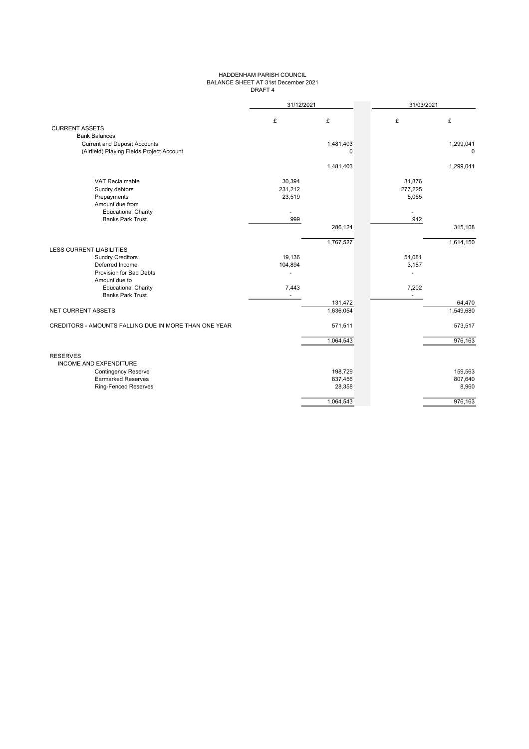# HADDENHAM PARISH COUNCIL
## BALANCE SHEET AT 31st December 2021
DRAFT 4

| | 31/12/2021 | | 31/03/2021 | |
|---|---|---|---|---|
| | £ | £ | £ | £ |
| **CURRENT ASSETS** | | | | |
| Bank Balances | | | | |
| Current and Deposit Accounts | | 1,481,403 | | 1,299,041 |
| (Airfield) Playing Fields Project Account | | 0 | | 0 |
| | | 1,481,403 | | 1,299,041 |
| VAT Reclaimable | 30,394 | | 31,876 | |
| Sundry debtors | 231,212 | | 277,225 | |
| Prepayments | 23,519 | | 5,065 | |
| Amount due from | | | | |
| Educational Charity | - | | - | |
| Banks Park Trust | 999 | | 942 | |
| | | 286,124 | | 315,108 |
| | | 1,767,527 | | 1,614,150 |
| **LESS CURRENT LIABILITIES** | | | | |
| Sundry Creditors | 19,136 | | 54,081 | |
| Deferred Income | 104,894 | | 3,187 | |
| Provision for Bad Debts | - | | - | |
| Amount due to | | | | |
| Educational Charity | 7,443 | | 7,202 | |
| Banks Park Trust | - | | - | |
| | | 131,472 | | 64,470 |
| **NET CURRENT ASSETS** | | 1,636,054 | | 1,549,680 |
| **CREDITORS - AMOUNTS FALLING DUE IN MORE THAN ONE YEAR** | | 571,511 | | 573,517 |
| | | 1,064,543 | | 976,163 |
| **RESERVES** | | | | |
| INCOME AND EXPENDITURE | | | | |
| Contingency Reserve | | 198,729 | | 159,563 |
| Earmarked Reserves | | 837,456 | | 807,640 |
| Ring-Fenced Reserves | | 28,358 | | 8,960 |
| | | 1,064,543 | | 976,163 |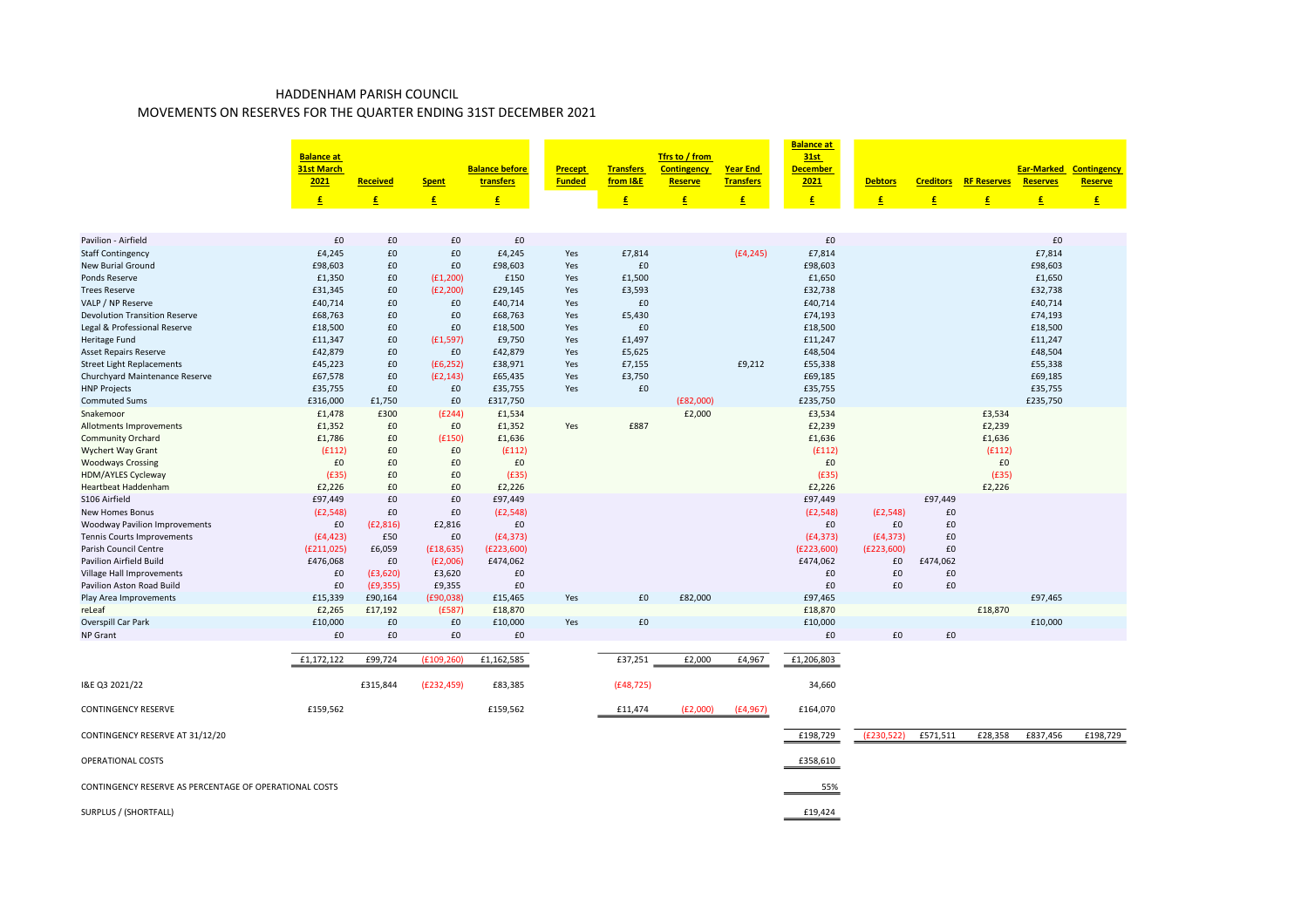# HADDENHAM PARISH COUNCIL

## MOVEMENTS ON RESERVES FOR THE QUARTER ENDING 31ST DECEMBER 2021

| | Balance at 31st March 2021 | Received | Spent | Balance before transfers | Precept Funded | Transfers from I&E | Tfrs to / from Contingency Reserve | Year End Transfers | Balance at 31st December 2021 | Debtors | Creditors | RF Reserves | Ear-Marked Reserves | Contingency Reserve |
|---|---|---|---|---|---|---|---|---|---|---|---|---|---|---|
| | £ | £ | £ | £ | | £ | £ | £ | £ | £ | £ | £ | £ | £ |
| Pavilion - Airfield | £0 | £0 | £0 | £0 | | | | | £0 | | | | £0 | |
| Staff Contingency | £4,245 | £0 | £0 | £4,245 | Yes | £7,814 | | (£4,245) | £7,814 | | | | £7,814 | |
| New Burial Ground | £98,603 | £0 | £0 | £98,603 | Yes | £0 | | | £98,603 | | | | £98,603 | |
| Ponds Reserve | £1,350 | £0 | (£1,200) | £150 | Yes | £1,500 | | | £1,650 | | | | £1,650 | |
| Trees Reserve | £31,345 | £0 | (£2,200) | £29,145 | Yes | £3,593 | | | £32,738 | | | | £32,738 | |
| VALP / NP Reserve | £40,714 | £0 | £0 | £40,714 | Yes | £0 | | | £40,714 | | | | £40,714 | |
| Devolution Transition Reserve | £68,763 | £0 | £0 | £68,763 | Yes | £5,430 | | | £74,193 | | | | £74,193 | |
| Legal & Professional Reserve | £18,500 | £0 | £0 | £18,500 | Yes | £0 | | | £18,500 | | | | £18,500 | |
| Heritage Fund | £11,347 | £0 | (£1,597) | £9,750 | Yes | £1,497 | | | £11,247 | | | | £11,247 | |
| Asset Repairs Reserve | £42,879 | £0 | £0 | £42,879 | Yes | £5,625 | | | £48,504 | | | | £48,504 | |
| Street Light Replacements | £45,223 | £0 | (£6,252) | £38,971 | Yes | £7,155 | | £9,212 | £55,338 | | | | £55,338 | |
| Churchyard Maintenance Reserve | £67,578 | £0 | (£2,143) | £65,435 | Yes | £3,750 | | | £69,185 | | | | £69,185 | |
| HNP Projects | £35,755 | £0 | £0 | £35,755 | Yes | £0 | | | £35,755 | | | | £35,755 | |
| Commuted Sums | £316,000 | £1,750 | £0 | £317,750 | | | (£82,000) | | £235,750 | | | | £235,750 | |
| Snakemoor | £1,478 | £300 | (£244) | £1,534 | | | £2,000 | | £3,534 | | | £3,534 | | |
| Allotments Improvements | £1,352 | £0 | £0 | £1,352 | Yes | £887 | | | £2,239 | | | £2,239 | | |
| Community Orchard | £1,786 | £0 | (£150) | £1,636 | | | | | £1,636 | | | £1,636 | | |
| Wychert Way Grant | (£112) | £0 | £0 | (£112) | | | | | (£112) | | | (£112) | | |
| Woodways Crossing | £0 | £0 | £0 | £0 | | | | | £0 | | | £0 | | |
| HDM/AYLES Cycleway | (£35) | £0 | £0 | (£35) | | | | | (£35) | | | (£35) | | |
| Heartbeat Haddenham | £2,226 | £0 | £0 | £2,226 | | | | | £2,226 | | | £2,226 | | |
| S106 Airfield | £97,449 | £0 | £0 | £97,449 | | | | | £97,449 | | £97,449 | | | |
| New Homes Bonus | (£2,548) | £0 | £0 | (£2,548) | | | | | (£2,548) | (£2,548) | £0 | | | |
| Woodway Pavilion Improvements | £0 | (£2,816) | £2,816 | £0 | | | | | £0 | £0 | £0 | | | |
| Tennis Courts Improvements | (£4,423) | £50 | £0 | (£4,373) | | | | | (£4,373) | (£4,373) | £0 | | | |
| Parish Council Centre | (£211,025) | £6,059 | (£18,635) | (£223,600) | | | | | (£223,600) | (£223,600) | £0 | | | |
| Pavilion Airfield Build | £476,068 | £0 | (£2,006) | £474,062 | | | | | £474,062 | £0 | £474,062 | | | |
| Village Hall Improvements | £0 | (£3,620) | £3,620 | £0 | | | | | £0 | £0 | £0 | | | |
| Pavilion Aston Road Build | £0 | (£9,355) | £9,355 | £0 | | | | | £0 | £0 | £0 | | | |
| Play Area Improvements | £15,339 | £90,164 | (£90,038) | £15,465 | Yes | £0 | £82,000 | | £97,465 | | | | £97,465 | |
| reLeaf | £2,265 | £17,192 | (£587) | £18,870 | | | | | £18,870 | | | £18,870 | | |
| Overspill Car Park | £10,000 | £0 | £0 | £10,000 | Yes | £0 | | | £10,000 | | | | £10,000 | |
| NP Grant | £0 | £0 | £0 | £0 | | | | | £0 | £0 | £0 | | | |
| | £1,172,122 | £99,724 | (£109,260) | £1,162,585 | | £37,251 | £2,000 | £4,967 | £1,206,803 | | | | | |
| I&E Q3 2021/22 | | £315,844 | (£232,459) | £83,385 | | (£48,725) | | | 34,660 | | | | | |
| CONTINGENCY RESERVE | £159,562 | | | £159,562 | | £11,474 | (£2,000) | (£4,967) | £164,070 | | | | | |
| CONTINGENCY RESERVE AT 31/12/20 | | | | | | | | | £198,729 | (£230,522) | £571,511 | £28,358 | £837,456 | £198,729 |
| OPERATIONAL COSTS | | | | | | | | | £358,610 | | | | | |
| CONTINGENCY RESERVE AS PERCENTAGE OF OPERATIONAL COSTS | | | | | | | | | 55% | | | | | |
| SURPLUS / (SHORTFALL) | | | | | | | | | £19,424 | | | | | |